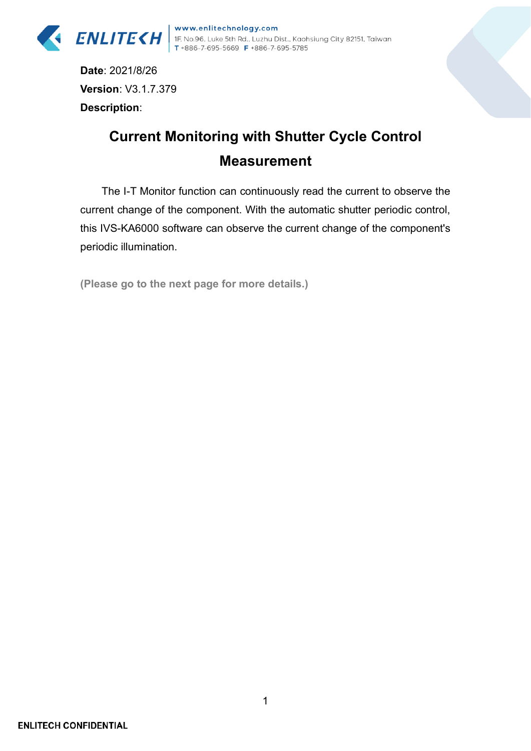**Date**: 2021/8/26

**Version**: V3.1.7.379

**Description**:

# Current Monitoring with Shutter Cycle Control Measurement

The I-T Monitor function can continuously read the current to observe the current change of the component. With the automatic shutter periodic control, this IVS-KA6000 software can observe the current change of the component's periodic illumination.

**(Please go to the next page for more details.)**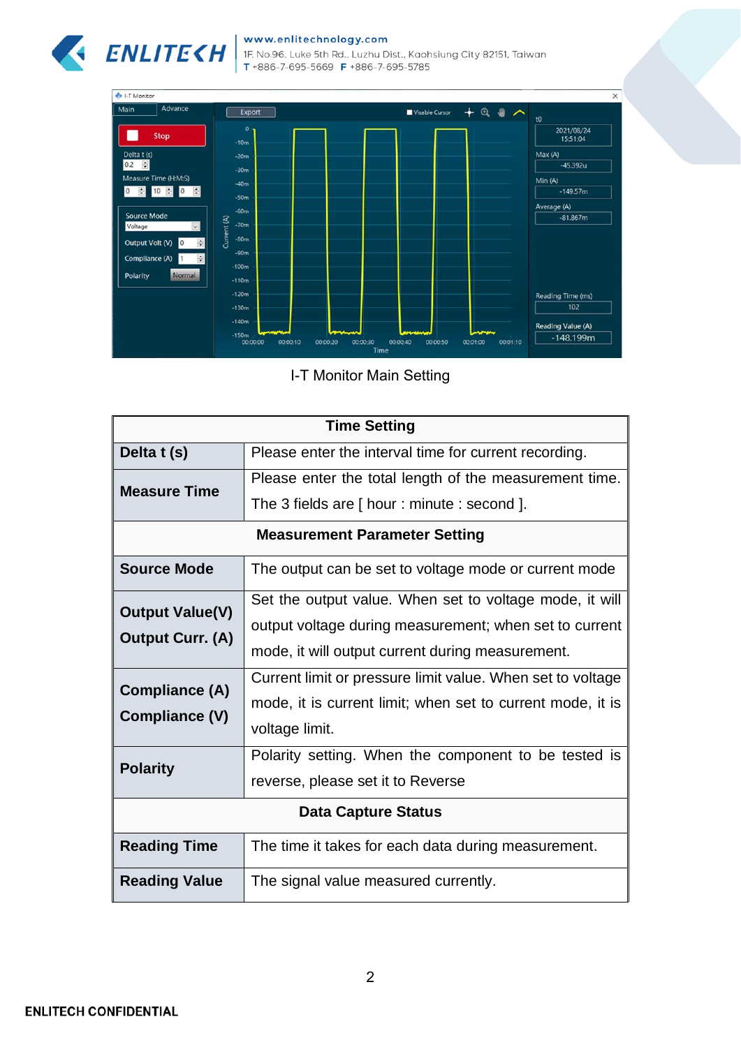I-T Monitor Main Setting

| Time Setting | |
|---|---|
| **Delta t (s)** | Please enter the interval time for current recording. |
| **Measure Time** | Please enter the total length of the measurement time. The 3 fields are [ hour : minute : second ]. |
| **Measurement Parameter Setting** | |
| **Source Mode** | The output can be set to voltage mode or current mode |
| **Output Value(V)** **Output Curr. (A)** | Set the output value. When set to voltage mode, it will output voltage during measurement; when set to current mode, it will output current during measurement. |
| **Compliance (A)** **Compliance (V)** | Current limit or pressure limit value. When set to voltage mode, it is current limit; when set to current mode, it is voltage limit. |
| **Polarity** | Polarity setting. When the component to be tested is reverse, please set it to Reverse |
| **Data Capture Status** | |
| **Reading Time** | The time it takes for each data during measurement. |
| **Reading Value** | The signal value measured currently. |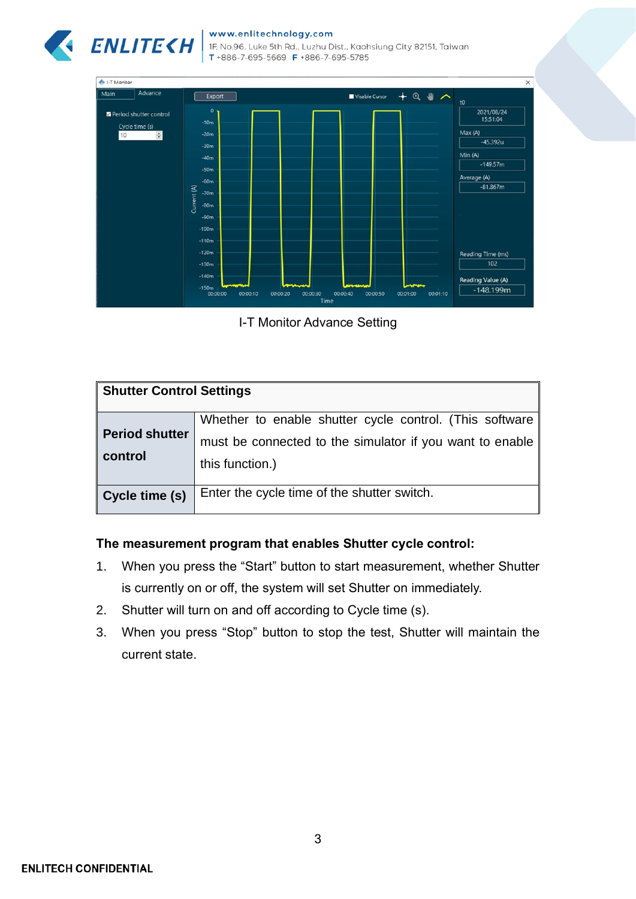I-T Monitor

Main

Advance

Period shutter control

Cycle time (s)

10

Export

Visable Cursor

0

-10m

-20m

-30m

-40m

-50m

-60m

-70m

-80m

-90m

-100m

-110m

-120m

-130m

-140m

-150m

Current (A)

00:00:00

00:00:10

00:00:20

00:00:30

00:00:40

00:00:50

00:01:00

00:01:10

Time

t0

2021/08/24 15:51:04

Max (A)

-45.392u

Min (A)

-149.57m

Average (A)

-81.867m

Reading Time (ms)

102

Reading Value (A)

-148.199m

I-T Monitor Advance Setting

| **Shutter Control Settings** | |
|---|---|
| **Period shutter control** | Whether to enable shutter cycle control. (This software must be connected to the simulator if you want to enable this function.) |
| **Cycle time (s)** | Enter the cycle time of the shutter switch. |

**The measurement program that enables Shutter cycle control:**

1. When you press the “Start” button to start measurement, whether Shutter is currently on or off, the system will set Shutter on immediately.
2. Shutter will turn on and off according to Cycle time (s).
3. When you press “Stop” button to stop the test, Shutter will maintain the current state.